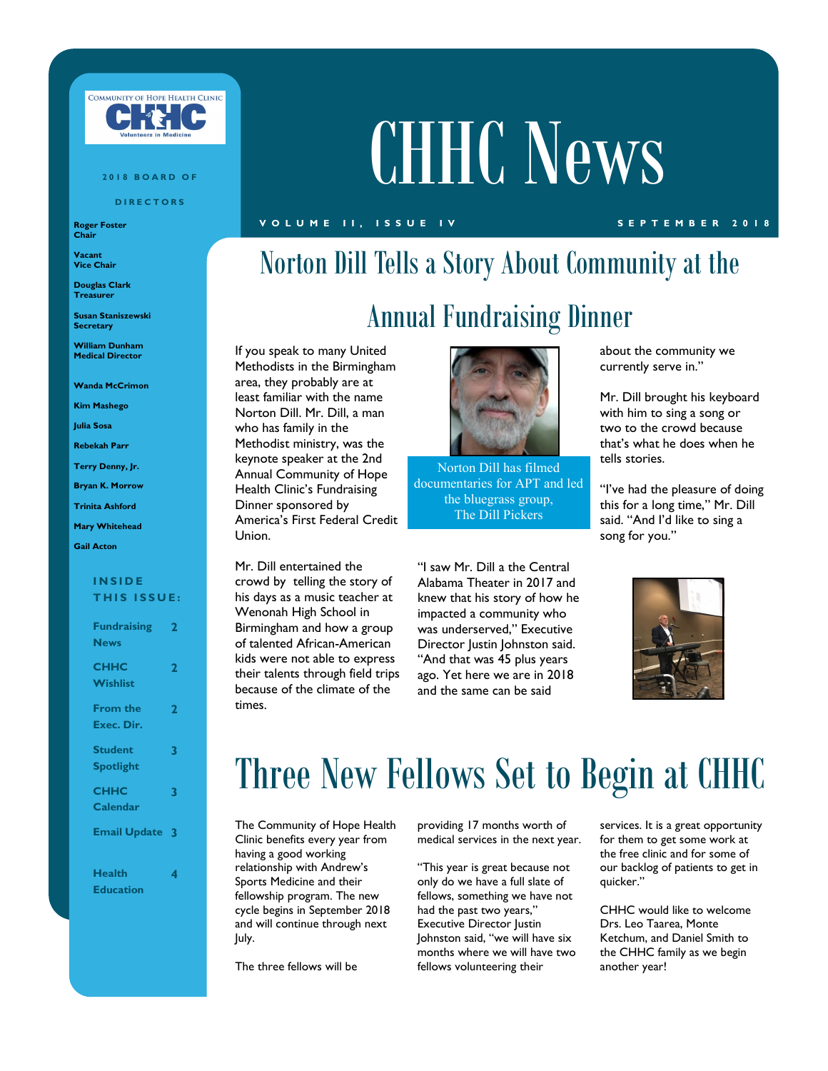# CHHC News

VOLUME II, ISSUE IV — SEPTEMBER 2018

## Norton Dill Tells a Story About Community at the Annual Fundraising Dinner

If you speak to many United Methodists in the Birmingham area, they probably are at least familiar with the name Norton Dill. Mr. Dill, a man who has family in the Methodist ministry, was the keynote speaker at the 2nd Annual Community of Hope Health Clinic's Fundraising Dinner sponsored by America's First Federal Credit Union.

Mr. Dill entertained the crowd by telling the story of his days as a music teacher at Wenonah High School in Birmingham and how a group of talented African-American kids were not able to express their talents through field trips because of the climate of the times.

Norton Dill has filmed documentaries for APT and led the bluegrass group, The Dill Pickers

"I saw Mr. Dill a the Central Alabama Theater in 2017 and knew that his story of how he impacted a community who was underserved," Executive Director Justin Johnston said. "And that was 45 plus years ago. Yet here we are in 2018 and the same can be said about the community we currently serve in."

Mr. Dill brought his keyboard with him to sing a song or two to the crowd because that's what he does when he tells stories.

"I've had the pleasure of doing this for a long time," Mr. Dill said. "And I'd like to sing a song for you."

## Three New Fellows Set to Begin at CHHC

The Community of Hope Health Clinic benefits every year from having a good working relationship with Andrew's Sports Medicine and their fellowship program. The new cycle begins in September 2018 and will continue through next July.

The three fellows will be providing 17 months worth of medical services in the next year.

"This year is great because not only do we have a full slate of fellows, something we have not had the past two years," Executive Director Justin Johnston said, "we will have six months where we will have two fellows volunteering their services. It is a great opportunity for them to get some work at the free clinic and for some of our backlog of patients to get in quicker."

CHHC would like to welcome Drs. Leo Taarea, Monte Ketchum, and Daniel Smith to the CHHC family as we begin another year!

---

COMMUNITY OF HOPE HEALTH CLINIC
CHHC
Volunteers in Medicine

**2018 BOARD OF DIRECTORS**

**Roger Foster**
Chair

**Vacant**
Vice Chair

**Douglas Clark**
Treasurer

**Susan Staniszewski**
Secretary

**William Dunham**
Medical Director

**Wanda McCrimon**

**Kim Mashego**

**Julia Sosa**

**Rebekah Parr**

**Terry Denny, Jr.**

**Bryan K. Morrow**

**Trinita Ashford**

**Mary Whitehead**

**Gail Acton**

**INSIDE THIS ISSUE:**

| | |
|---|---|
| Fundraising News | 2 |
| CHHC Wishlist | 2 |
| From the Exec. Dir. | 2 |
| Student Spotlight | 3 |
| CHHC Calendar | 3 |
| Email Update | 3 |
| Health Education | 4 |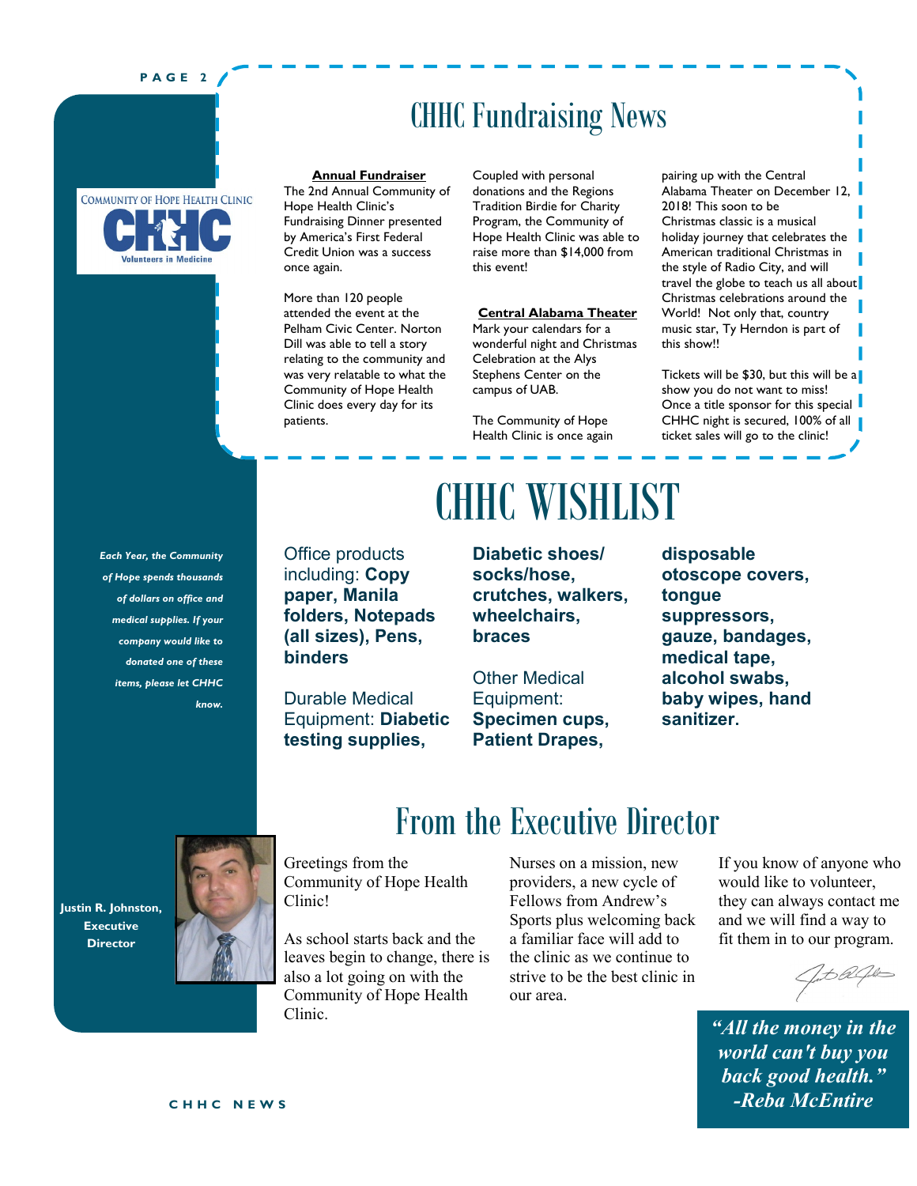COMMUNITY OF HOPE HEALTH CLINIC
CHHC
Volunteers in Medicine

## CHHC Fundraising News

**Annual Fundraiser**

The 2nd Annual Community of Hope Health Clinic's Fundraising Dinner presented by America's First Federal Credit Union was a success once again.

More than 120 people attended the event at the Pelham Civic Center. Norton Dill was able to tell a story relating to the community and was very relatable to what the Community of Hope Health Clinic does every day for its patients.

Coupled with personal donations and the Regions Tradition Birdie for Charity Program, the Community of Hope Health Clinic was able to raise more than $14,000 from this event!

**Central Alabama Theater**

Mark your calendars for a wonderful night and Christmas Celebration at the Alys Stephens Center on the campus of UAB.

The Community of Hope Health Clinic is once again pairing up with the Central Alabama Theater on December 12, 2018! This soon to be Christmas classic is a musical holiday journey that celebrates the American traditional Christmas in the style of Radio City, and will travel the globe to teach us all about Christmas celebrations around the World! Not only that, country music star, Ty Herndon is part of this show!!

Tickets will be $30, but this will be a show you do not want to miss! Once a title sponsor for this special CHHC night is secured, 100% of all ticket sales will go to the clinic!

## CHHC WISHLIST

*Each Year, the Community of Hope spends thousands of dollars on office and medical supplies. If your company would like to donated one of these items, please let CHHC know.*

Office products including: **Copy paper, Manila folders, Notepads (all sizes), Pens, binders**

Durable Medical Equipment: **Diabetic testing supplies, Diabetic shoes/ socks/hose, crutches, walkers, wheelchairs, braces**

Other Medical Equipment: **Specimen cups, Patient Drapes, disposable otoscope covers, tongue suppressors, gauze, bandages, medical tape, alcohol swabs, baby wipes, hand sanitizer.**

## From the Executive Director

**Justin R. Johnston, Executive Director**

Greetings from the Community of Hope Health Clinic!

As school starts back and the leaves begin to change, there is also a lot going on with the Community of Hope Health Clinic.

Nurses on a mission, new providers, a new cycle of Fellows from Andrew's Sports plus welcoming back a familiar face will add to the clinic as we continue to strive to be the best clinic in our area.

If you know of anyone who would like to volunteer, they can always contact me and we will find a way to fit them in to our program.

*"All the money in the world can't buy you back good health." -Reba McEntire*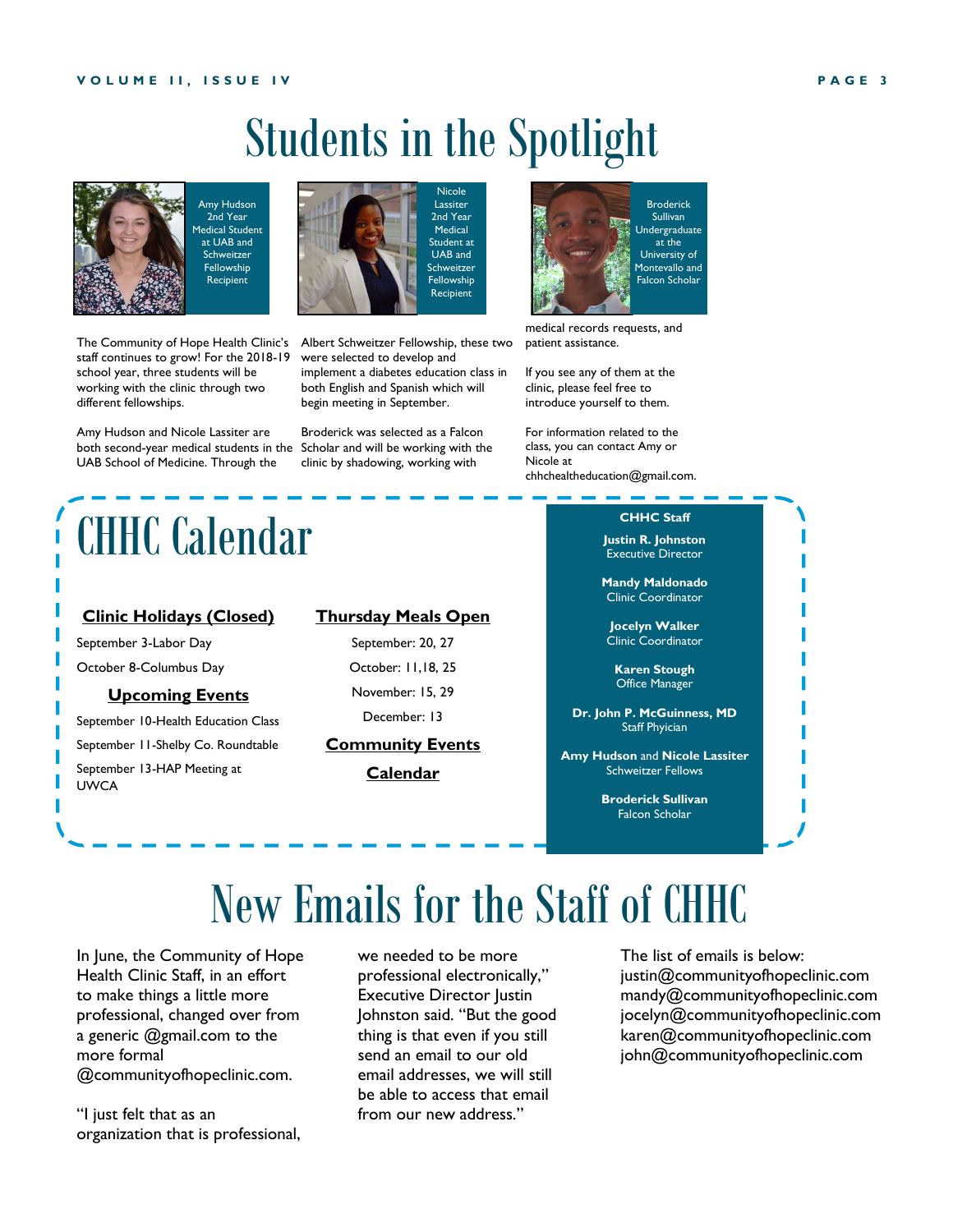# Students in the Spotlight

Amy Hudson 2nd Year Medical Student at UAB and Schweitzer Fellowship Recipient

Nicole Lassiter 2nd Year Medical Student at UAB and Schweitzer Fellowship Recipient

Broderick Sullivan Undergraduate at the University of Montevallo and Falcon Scholar

The Community of Hope Health Clinic's staff continues to grow! For the 2018-19 school year, three students will be working with the clinic through two different fellowships.

Amy Hudson and Nicole Lassiter are both second-year medical students in the UAB School of Medicine. Through the Albert Schweitzer Fellowship, these two were selected to develop and implement a diabetes education class in both English and Spanish which will begin meeting in September.

Broderick was selected as a Falcon Scholar and will be working with the clinic by shadowing, working with medical records requests, and patient assistance.

If you see any of them at the clinic, please feel free to introduce yourself to them.

For information related to the class, you can contact Amy or Nicole at chhchealtheducation@gmail.com.

# CHHC Calendar

**Clinic Holidays (Closed)**

September 3-Labor Day

October 8-Columbus Day

**Upcoming Events**

September 10-Health Education Class

September 11-Shelby Co. Roundtable

September 13-HAP Meeting at UWCA

**Thursday Meals Open**

September: 20, 27

October: 11,18, 25

November: 15, 29

December: 13

**Community Events Calendar**

**CHHC Staff**

**Justin R. Johnston**
Executive Director

**Mandy Maldonado**
Clinic Coordinator

**Jocelyn Walker**
Clinic Coordinator

**Karen Stough**
Office Manager

**Dr. John P. McGuinness, MD**
Staff Phyician

**Amy Hudson** and **Nicole Lassiter**
Schweitzer Fellows

**Broderick Sullivan**
Falcon Scholar

# New Emails for the Staff of CHHC

In June, the Community of Hope Health Clinic Staff, in an effort to make things a little more professional, changed over from a generic @gmail.com to the more formal @communityofhopeclinic.com.

"I just felt that as an organization that is professional, we needed to be more professional electronically," Executive Director Justin Johnston said. "But the good thing is that even if you still send an email to our old email addresses, we will still be able to access that email from our new address."

The list of emails is below:
justin@communityofhopeclinic.com
mandy@communityofhopeclinic.com
jocelyn@communityofhopeclinic.com
karen@communityofhopeclinic.com
john@communityofhopeclinic.com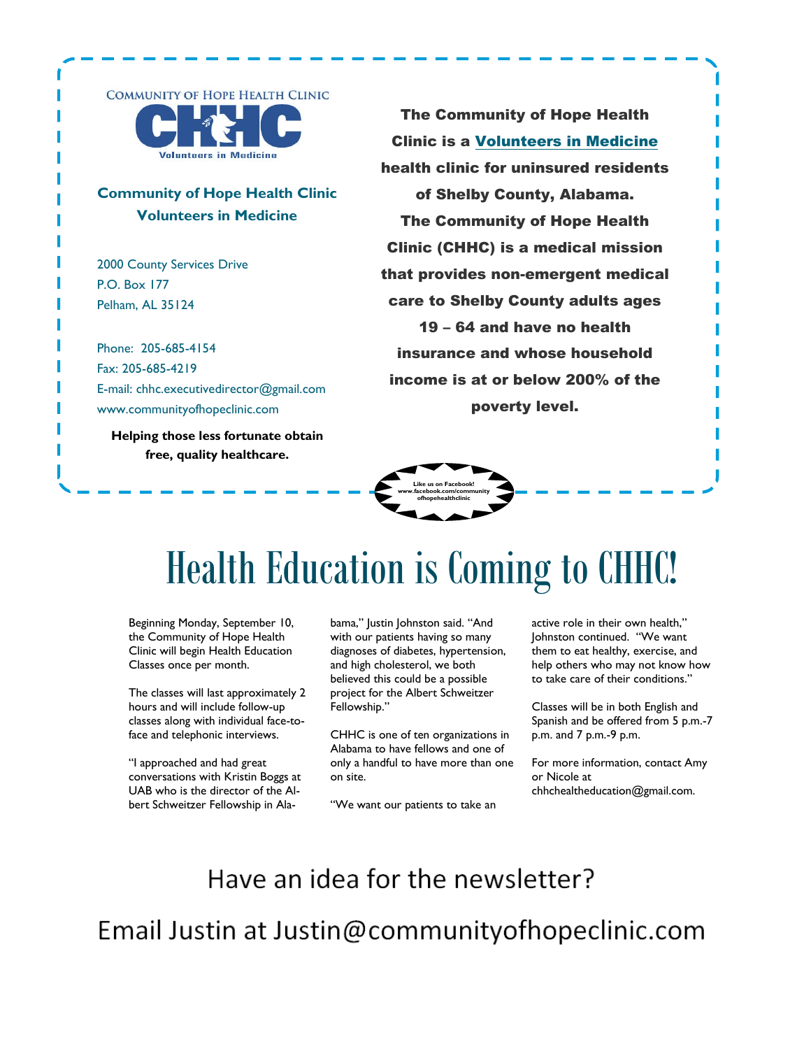COMMUNITY OF HOPE HEALTH CLINIC

CHHC

Volunteers in Medicine

**Community of Hope Health Clinic**
**Volunteers in Medicine**

2000 County Services Drive
P.O. Box 177
Pelham, AL 35124

Phone: 205-685-4154
Fax: 205-685-4219
E-mail: chhc.executivedirector@gmail.com
www.communityofhopeclinic.com

**Helping those less fortunate obtain free, quality healthcare.**

**The Community of Hope Health Clinic is a Volunteers in Medicine health clinic for uninsured residents of Shelby County, Alabama. The Community of Hope Health Clinic (CHHC) is a medical mission that provides non-emergent medical care to Shelby County adults ages 19 – 64 and have no health insurance and whose household income is at or below 200% of the poverty level.**

Like us on Facebook!
www.facebook.com/communityofhopehealthclinic

# Health Education is Coming to CHHC!

Beginning Monday, September 10, the Community of Hope Health Clinic will begin Health Education Classes once per month.

The classes will last approximately 2 hours and will include follow-up classes along with individual face-to-face and telephonic interviews.

"I approached and had great conversations with Kristin Boggs at UAB who is the director of the Albert Schweitzer Fellowship in Alabama," Justin Johnston said. "And with our patients having so many diagnoses of diabetes, hypertension, and high cholesterol, we both believed this could be a possible project for the Albert Schweitzer Fellowship."

CHHC is one of ten organizations in Alabama to have fellows and one of only a handful to have more than one on site.

"We want our patients to take an active role in their own health," Johnston continued. "We want them to eat healthy, exercise, and help others who may not know how to take care of their conditions."

Classes will be in both English and Spanish and be offered from 5 p.m.-7 p.m. and 7 p.m.-9 p.m.

For more information, contact Amy or Nicole at chhchealtheducation@gmail.com.

## Have an idea for the newsletter?

## Email Justin at Justin@communityofhopeclinic.com